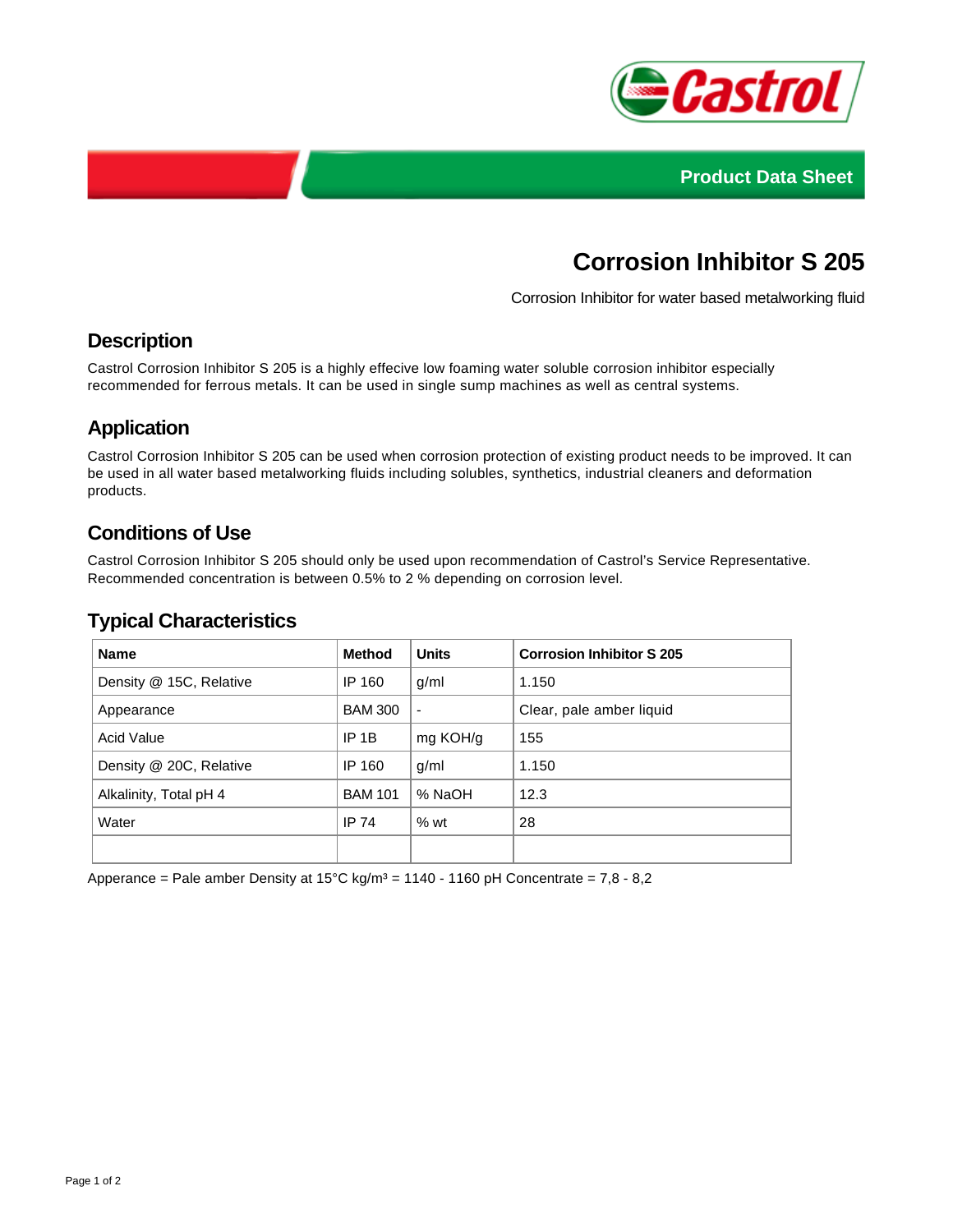Product Data Sheet

# Corrosion Inhibitor S 205

Corrosion Inhibitor for water based metalworking fluid

## Description

Castrol Corrosion Inhibitor S 205 is a highly effecive low foaming water soluble corrosion inhibitor especially recommended for ferrous metals. It can be used in single sump machines as well as central systems.

## Application

Castrol Corrosion Inhibitor S 205 can be used when corrosion protection of existing product needs to be improved. It can be used in all water based metalworking fluids including solubles, synthetics, industrial cleaners and deformation products.

## Conditions of Use

Castrol Corrosion Inhibitor S 205 should only be used upon recommendation of Castrol's Service Representative. Recommended concentration is between 0.5% to 2 % depending on corrosion level.

## Typical Characteristics

| Name | Method | Units | Corrosion Inhibitor S 205 |
|---|---|---|---|
| Density @ 15C, Relative | IP 160 | g/ml | 1.150 |
| Appearance | BAM 300 | - | Clear, pale amber liquid |
| Acid Value | IP 1B | mg KOH/g | 155 |
| Density @ 20C, Relative | IP 160 | g/ml | 1.150 |
| Alkalinity, Total pH 4 | BAM 101 | % NaOH | 12.3 |
| Water | IP 74 | % wt | 28 |
| | | | |

Apperance = Pale amber Density at 15°C kg/m³ = 1140 - 1160 pH Concentrate = 7,8 - 8,2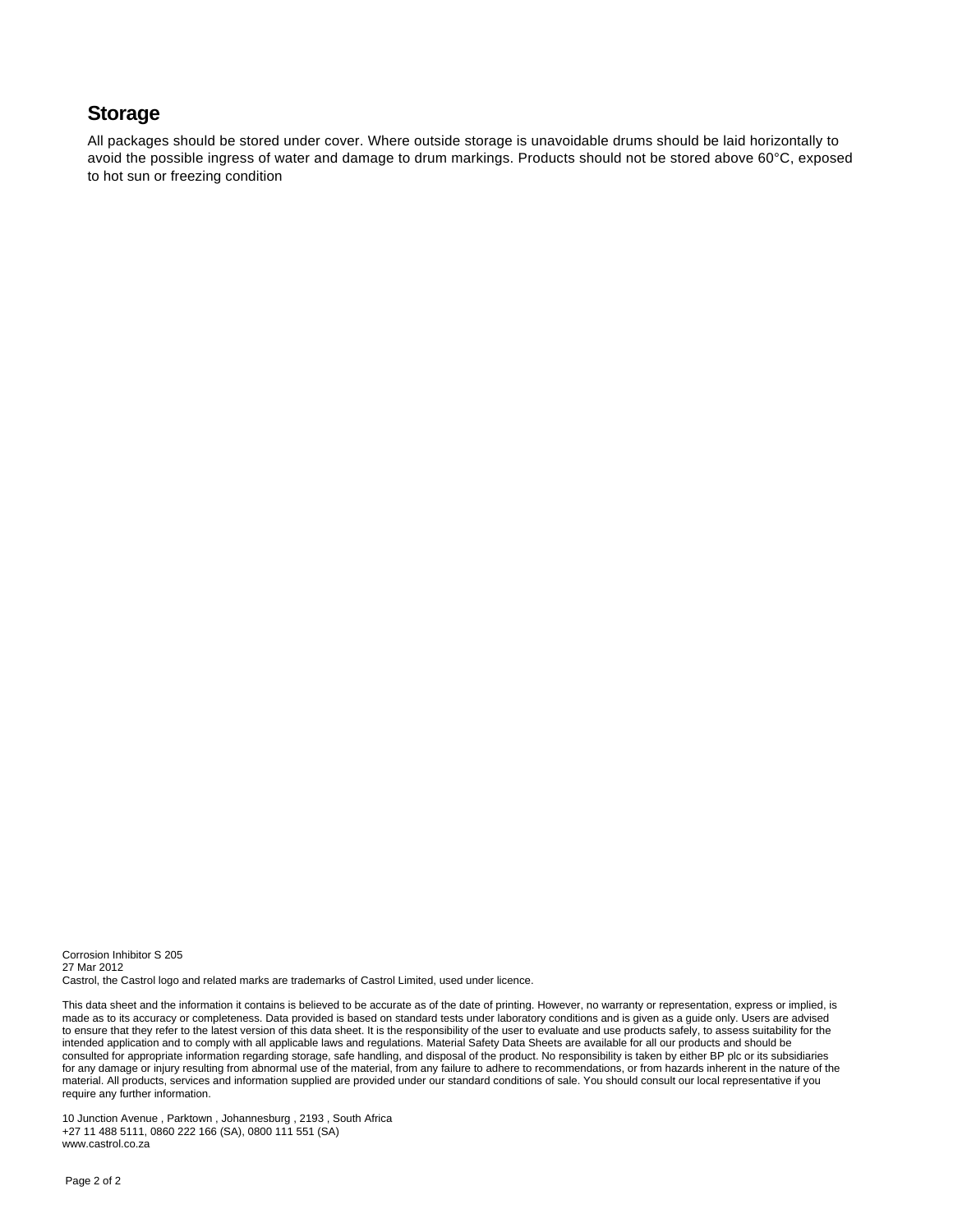## Storage

All packages should be stored under cover. Where outside storage is unavoidable drums should be laid horizontally to avoid the possible ingress of water and damage to drum markings. Products should not be stored above 60°C, exposed to hot sun or freezing condition

Corrosion Inhibitor S 205
27 Mar 2012
Castrol, the Castrol logo and related marks are trademarks of Castrol Limited, used under licence.

This data sheet and the information it contains is believed to be accurate as of the date of printing. However, no warranty or representation, express or implied, is made as to its accuracy or completeness. Data provided is based on standard tests under laboratory conditions and is given as a guide only. Users are advised to ensure that they refer to the latest version of this data sheet. It is the responsibility of the user to evaluate and use products safely, to assess suitability for the intended application and to comply with all applicable laws and regulations. Material Safety Data Sheets are available for all our products and should be consulted for appropriate information regarding storage, safe handling, and disposal of the product. No responsibility is taken by either BP plc or its subsidiaries for any damage or injury resulting from abnormal use of the material, from any failure to adhere to recommendations, or from hazards inherent in the nature of the material. All products, services and information supplied are provided under our standard conditions of sale. You should consult our local representative if you require any further information.

10 Junction Avenue , Parktown , Johannesburg , 2193 , South Africa
+27 11 488 5111, 0860 222 166 (SA), 0800 111 551 (SA)
www.castrol.co.za